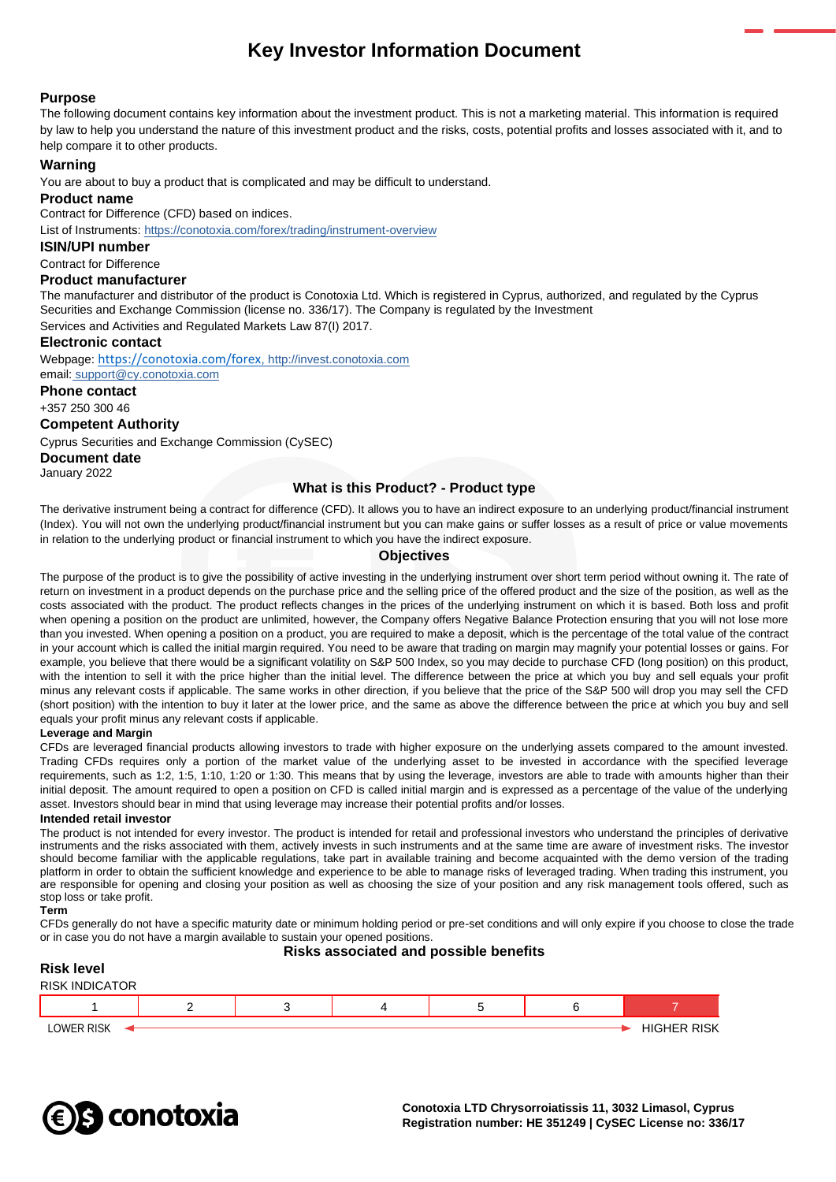# Key Investor Information Document

## Purpose

The following document contains key information about the investment product. This is not a marketing material. This information is required by law to help you understand the nature of this investment product and the risks, costs, potential profits and losses associated with it, and to help compare it to other products.

## Warning

You are about to buy a product that is complicated and may be difficult to understand.

## Product name

Contract for Difference (CFD) based on indices.

List of Instruments: https://conotoxia.com/forex/trading/instrument-overview

## ISIN/UPI number

Contract for Difference

## Product manufacturer

The manufacturer and distributor of the product is Conotoxia Ltd. Which is registered in Cyprus, authorized, and regulated by the Cyprus Securities and Exchange Commission (license no. 336/17). The Company is regulated by the Investment Services and Activities and Regulated Markets Law 87(I) 2017.

## Electronic contact

Webpage: https://conotoxia.com/forex, http://invest.conotoxia.com

email: support@cy.conotoxia.com

## Phone contact

+357 250 300 46

## Competent Authority

Cyprus Securities and Exchange Commission (CySEC)

## Document date

January 2022

## What is this Product? - Product type

The derivative instrument being a contract for difference (CFD). It allows you to have an indirect exposure to an underlying product/financial instrument (Index). You will not own the underlying product/financial instrument but you can make gains or suffer losses as a result of price or value movements in relation to the underlying product or financial instrument to which you have the indirect exposure.

## Objectives

The purpose of the product is to give the possibility of active investing in the underlying instrument over short term period without owning it. The rate of return on investment in a product depends on the purchase price and the selling price of the offered product and the size of the position, as well as the costs associated with the product. The product reflects changes in the prices of the underlying instrument on which it is based. Both loss and profit when opening a position on the product are unlimited, however, the Company offers Negative Balance Protection ensuring that you will not lose more than you invested. When opening a position on a product, you are required to make a deposit, which is the percentage of the total value of the contract in your account which is called the initial margin required. You need to be aware that trading on margin may magnify your potential losses or gains. For example, you believe that there would be a significant volatility on S&P 500 Index, so you may decide to purchase CFD (long position) on this product, with the intention to sell it with the price higher than the initial level. The difference between the price at which you buy and sell equals your profit minus any relevant costs if applicable. The same works in other direction, if you believe that the price of the S&P 500 will drop you may sell the CFD (short position) with the intention to buy it later at the lower price, and the same as above the difference between the price at which you buy and sell equals your profit minus any relevant costs if applicable.

**Leverage and Margin**

CFDs are leveraged financial products allowing investors to trade with higher exposure on the underlying assets compared to the amount invested. Trading CFDs requires only a portion of the market value of the underlying asset to be invested in accordance with the specified leverage requirements, such as 1:2, 1:5, 1:10, 1:20 or 1:30. This means that by using the leverage, investors are able to trade with amounts higher than their initial deposit. The amount required to open a position on CFD is called initial margin and is expressed as a percentage of the value of the underlying asset. Investors should bear in mind that using leverage may increase their potential profits and/or losses.

**Intended retail investor**

The product is not intended for every investor. The product is intended for retail and professional investors who understand the principles of derivative instruments and the risks associated with them, actively invests in such instruments and at the same time are aware of investment risks. The investor should become familiar with the applicable regulations, take part in available training and become acquainted with the demo version of the trading platform in order to obtain the sufficient knowledge and experience to be able to manage risks of leveraged trading. When trading this instrument, you are responsible for opening and closing your position as well as choosing the size of your position and any risk management tools offered, such as stop loss or take profit.

**Term**

CFDs generally do not have a specific maturity date or minimum holding period or pre-set conditions and will only expire if you choose to close the trade or in case you do not have a margin available to sustain your opened positions.

## Risks associated and possible benefits

## Risk level

RISK INDICATOR

| | | | | | | |
|---|---|---|---|---|---|---|
| 1 | 2 | 3 | 4 | 5 | 6 | 7 |

LOWER RISK ← → HIGHER RISK

Conotoxia LTD Chrysorroiatissis 11, 3032 Limasol, Cyprus
Registration number: HE 351249 | CySEC License no: 336/17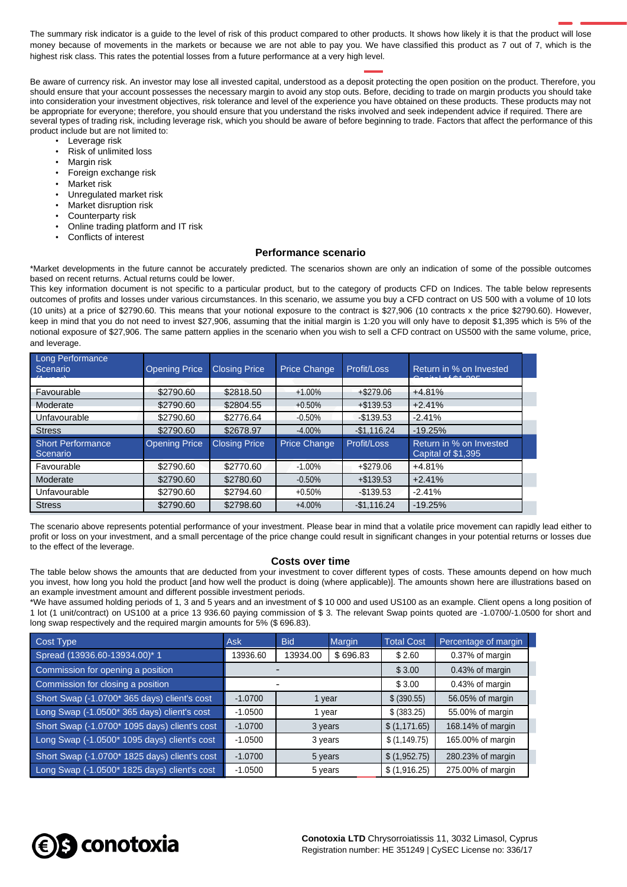The summary risk indicator is a guide to the level of risk of this product compared to other products. It shows how likely it is that the product will lose money because of movements in the markets or because we are not able to pay you. We have classified this product as 7 out of 7, which is the highest risk class. This rates the potential losses from a future performance at a very high level.

Be aware of currency risk. An investor may lose all invested capital, understood as a deposit protecting the open position on the product. Therefore, you should ensure that your account possesses the necessary margin to avoid any stop outs. Before, deciding to trade on margin products you should take into consideration your investment objectives, risk tolerance and level of the experience you have obtained on these products. These products may not be appropriate for everyone; therefore, you should ensure that you understand the risks involved and seek independent advice if required. There are several types of trading risk, including leverage risk, which you should be aware of before beginning to trade. Factors that affect the performance of this product include but are not limited to:

- Leverage risk
- Risk of unlimited loss
- Margin risk
- Foreign exchange risk
- Market risk
- Unregulated market risk
- Market disruption risk
- Counterparty risk
- Online trading platform and IT risk
- Conflicts of interest

## Performance scenario

*Market developments in the future cannot be accurately predicted. The scenarios shown are only an indication of some of the possible outcomes based on recent returns. Actual returns could be lower.

This key information document is not specific to a particular product, but to the category of products CFD on Indices. The table below represents outcomes of profits and losses under various circumstances. In this scenario, we assume you buy a CFD contract on US 500 with a volume of 10 lots (10 units) at a price of $2790.60. This means that your notional exposure to the contract is $27,906 (10 contracts x the price $2790.60). However, keep in mind that you do not need to invest $27,906, assuming that the initial margin is 1:20 you will only have to deposit $1,395 which is 5% of the notional exposure of $27,906. The same pattern applies in the scenario when you wish to sell a CFD contract on US500 with the same volume, price, and leverage.

| Long Performance Scenario (1 year) | Opening Price | Closing Price | Price Change | Profit/Loss | Return in % on Invested Capital of $1,395 |
|---|---|---|---|---|---|
| Favourable | $2790.60 | $2818.50 | +1.00% | +$279.06 | +4.81% |
| Moderate | $2790.60 | $2804.55 | +0.50% | +$139.53 | +2.41% |
| Unfavourable | $2790.60 | $2776.64 | -0.50% | -$139.53 | -2.41% |
| Stress | $2790.60 | $2678.97 | -4.00% | -$1,116.24 | -19.25% |
| **Short Performance Scenario** | **Opening Price** | **Closing Price** | **Price Change** | **Profit/Loss** | **Return in % on Invested Capital of $1,395** |
| Favourable | $2790.60 | $2770.60 | -1.00% | +$279.06 | +4.81% |
| Moderate | $2790.60 | $2780.60 | -0.50% | +$139.53 | +2.41% |
| Unfavourable | $2790.60 | $2794.60 | +0.50% | -$139.53 | -2.41% |
| Stress | $2790.60 | $2798.60 | +4.00% | -$1,116.24 | -19.25% |

The scenario above represents potential performance of your investment. Please bear in mind that a volatile price movement can rapidly lead either to profit or loss on your investment, and a small percentage of the price change could result in significant changes in your potential returns or losses due to the effect of the leverage.

## Costs over time

The table below shows the amounts that are deducted from your investment to cover different types of costs. These amounts depend on how much you invest, how long you hold the product [and how well the product is doing (where applicable)]. The amounts shown here are illustrations based on an example investment amount and different possible investment periods.

*We have assumed holding periods of 1, 3 and 5 years and an investment of $ 10 000 and used US100 as an example. Client opens a long position of 1 lot (1 unit/contract) on US100 at a price 13 936.60 paying commission of $ 3. The relevant Swap points quoted are -1.0700/-1.0500 for short and long swap respectively and the required margin amounts for 5% ($ 696.83).

| Cost Type | Ask | Bid | Margin | Total Cost | Percentage of margin |
|---|---|---|---|---|---|
| Spread (13936.60-13934.00)* 1 | 13936.60 | 13934.00 | $ 696.83 | $ 2.60 | 0.37% of margin |
| Commission for opening a position | - | | | $ 3.00 | 0.43% of margin |
| Commission for closing a position | - | | | $ 3.00 | 0.43% of margin |
| Short Swap (-1.0700* 365 days) client's cost | -1.0700 | 1 year | | $ (390.55) | 56.05% of margin |
| Long Swap (-1.0500* 365 days) client's cost | -1.0500 | 1 year | | $ (383.25) | 55.00% of margin |
| Short Swap (-1.0700* 1095 days) client's cost | -1.0700 | 3 years | | $ (1,171.65) | 168.14% of margin |
| Long Swap (-1.0500* 1095 days) client's cost | -1.0500 | 3 years | | $ (1,149.75) | 165.00% of margin |
| Short Swap (-1.0700* 1825 days) client's cost | -1.0700 | 5 years | | $ (1,952.75) | 280.23% of margin |
| Long Swap (-1.0500* 1825 days) client's cost | -1.0500 | 5 years | | $ (1,916.25) | 275.00% of margin |

conotoxia

**Conotoxia LTD** Chrysorroiatissis 11, 3032 Limasol, Cyprus
Registration number: HE 351249 | CySEC License no: 336/17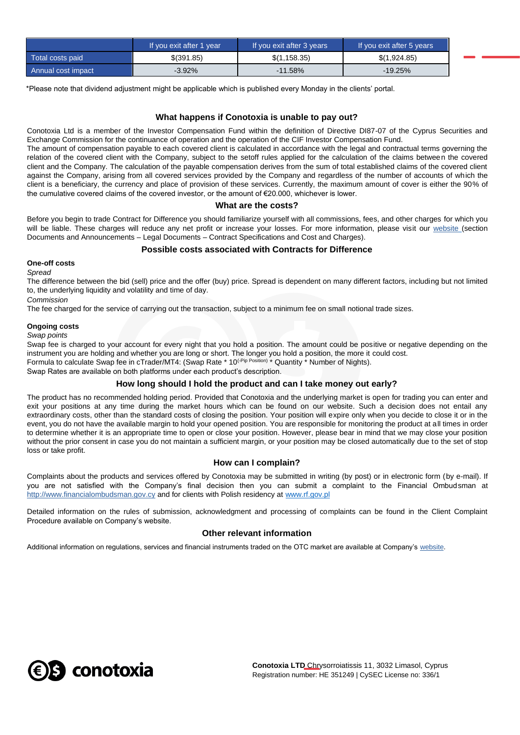| | If you exit after 1 year | If you exit after 3 years | If you exit after 5 years |
|---|---|---|---|
| Total costs paid | $(391.85) | $(1,158.35) | $(1,924.85) |
| Annual cost impact | -3.92% | -11.58% | -19.25% |

*Please note that dividend adjustment might be applicable which is published every Monday in the clients' portal.

## What happens if Conotoxia is unable to pay out?

Conotoxia Ltd is a member of the Investor Compensation Fund within the definition of Directive DI87-07 of the Cyprus Securities and Exchange Commission for the continuance of operation and the operation of the CIF Investor Compensation Fund.
The amount of compensation payable to each covered client is calculated in accordance with the legal and contractual terms governing the relation of the covered client with the Company, subject to the setoff rules applied for the calculation of the claims between the covered client and the Company. The calculation of the payable compensation derives from the sum of total established claims of the covered client against the Company, arising from all covered services provided by the Company and regardless of the number of accounts of which the client is a beneficiary, the currency and place of provision of these services. Currently, the maximum amount of cover is either the 90% of the cumulative covered claims of the covered investor, or the amount of €20.000, whichever is lower.

## What are the costs?

Before you begin to trade Contract for Difference you should familiarize yourself with all commissions, fees, and other charges for which you will be liable. These charges will reduce any net profit or increase your losses. For more information, please visit our website (section Documents and Announcements – Legal Documents – Contract Specifications and Cost and Charges).

## Possible costs associated with Contracts for Difference

**One-off costs**

*Spread*

The difference between the bid (sell) price and the offer (buy) price. Spread is dependent on many different factors, including but not limited to, the underlying liquidity and volatility and time of day.

*Commission*

The fee charged for the service of carrying out the transaction, subject to a minimum fee on small notional trade sizes.

**Ongoing costs**

*Swap points*

Swap fee is charged to your account for every night that you hold a position. The amount could be positive or negative depending on the instrument you are holding and whether you are long or short. The longer you hold a position, the more it could cost.
Formula to calculate Swap fee in cTrader/MT4: (Swap Rate * $10^{(\text{-Pip Position})}$ * Quantity * Number of Nights).
Swap Rates are available on both platforms under each product's description.

## How long should I hold the product and can I take money out early?

The product has no recommended holding period. Provided that Conotoxia and the underlying market is open for trading you can enter and exit your positions at any time during the market hours which can be found on our website. Such a decision does not entail any extraordinary costs, other than the standard costs of closing the position. Your position will expire only when you decide to close it or in the event, you do not have the available margin to hold your opened position. You are responsible for monitoring the product at all times in order to determine whether it is an appropriate time to open or close your position. However, please bear in mind that we may close your position without the prior consent in case you do not maintain a sufficient margin, or your position may be closed automatically due to the set of stop loss or take profit.

## How can I complain?

Complaints about the products and services offered by Conotoxia may be submitted in writing (by post) or in electronic form (by e-mail). If you are not satisfied with the Company's final decision then you can submit a complaint to the Financial Ombudsman at http://www.financialombudsman.gov.cy and for clients with Polish residency at www.rf.gov.pl

Detailed information on the rules of submission, acknowledgment and processing of complaints can be found in the Client Complaint Procedure available on Company's website.

## Other relevant information

Additional information on regulations, services and financial instruments traded on the OTC market are available at Company's website.

conotoxia

**Conotoxia LTD** Chrysorroiatissis 11, 3032 Limasol, Cyprus
Registration number: HE 351249 | CySEC License no: 336/1